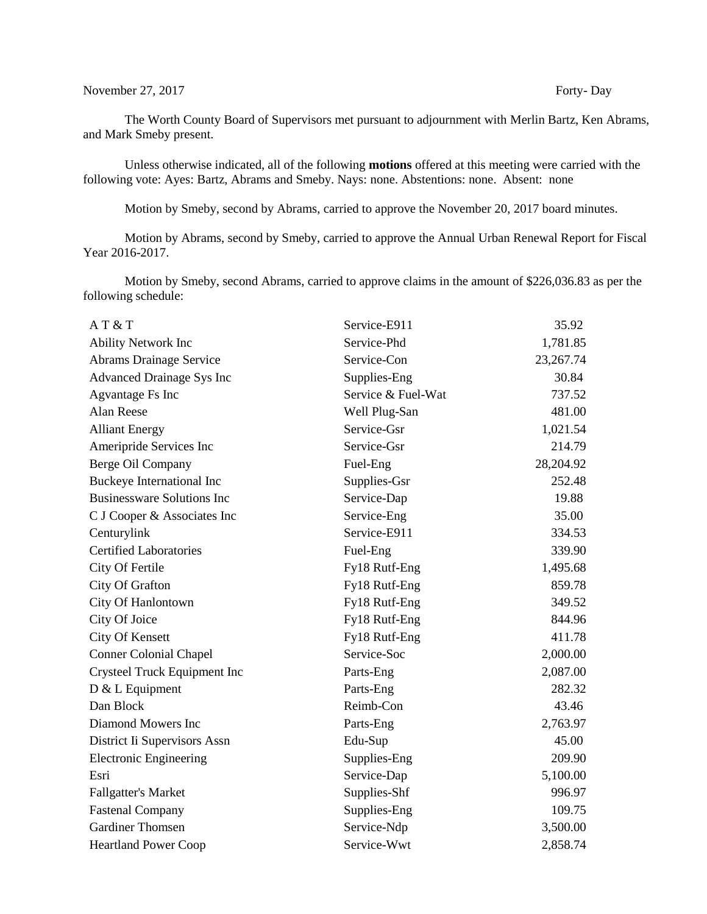November 27, 2017 Forty- Day

The Worth County Board of Supervisors met pursuant to adjournment with Merlin Bartz, Ken Abrams, and Mark Smeby present.

Unless otherwise indicated, all of the following **motions** offered at this meeting were carried with the following vote: Ayes: Bartz, Abrams and Smeby. Nays: none. Abstentions: none. Absent: none

Motion by Smeby, second by Abrams, carried to approve the November 20, 2017 board minutes.

Motion by Abrams, second by Smeby, carried to approve the Annual Urban Renewal Report for Fiscal Year 2016-2017.

Motion by Smeby, second Abrams, carried to approve claims in the amount of $226,036.83 as per the following schedule:

| | | |
|---|---|---|
| A T & T | Service-E911 | 35.92 |
| Ability Network Inc | Service-Phd | 1,781.85 |
| Abrams Drainage Service | Service-Con | 23,267.74 |
| Advanced Drainage Sys Inc | Supplies-Eng | 30.84 |
| Agvantage Fs Inc | Service & Fuel-Wat | 737.52 |
| Alan Reese | Well Plug-San | 481.00 |
| Alliant Energy | Service-Gsr | 1,021.54 |
| Ameripride Services Inc | Service-Gsr | 214.79 |
| Berge Oil Company | Fuel-Eng | 28,204.92 |
| Buckeye International Inc | Supplies-Gsr | 252.48 |
| Businessware Solutions Inc | Service-Dap | 19.88 |
| C J Cooper & Associates Inc | Service-Eng | 35.00 |
| Centurylink | Service-E911 | 334.53 |
| Certified Laboratories | Fuel-Eng | 339.90 |
| City Of Fertile | Fy18 Rutf-Eng | 1,495.68 |
| City Of Grafton | Fy18 Rutf-Eng | 859.78 |
| City Of Hanlontown | Fy18 Rutf-Eng | 349.52 |
| City Of Joice | Fy18 Rutf-Eng | 844.96 |
| City Of Kensett | Fy18 Rutf-Eng | 411.78 |
| Conner Colonial Chapel | Service-Soc | 2,000.00 |
| Crysteel Truck Equipment Inc | Parts-Eng | 2,087.00 |
| D & L Equipment | Parts-Eng | 282.32 |
| Dan Block | Reimb-Con | 43.46 |
| Diamond Mowers Inc | Parts-Eng | 2,763.97 |
| District Ii Supervisors Assn | Edu-Sup | 45.00 |
| Electronic Engineering | Supplies-Eng | 209.90 |
| Esri | Service-Dap | 5,100.00 |
| Fallgatter's Market | Supplies-Shf | 996.97 |
| Fastenal Company | Supplies-Eng | 109.75 |
| Gardiner Thomsen | Service-Ndp | 3,500.00 |
| Heartland Power Coop | Service-Wwt | 2,858.74 |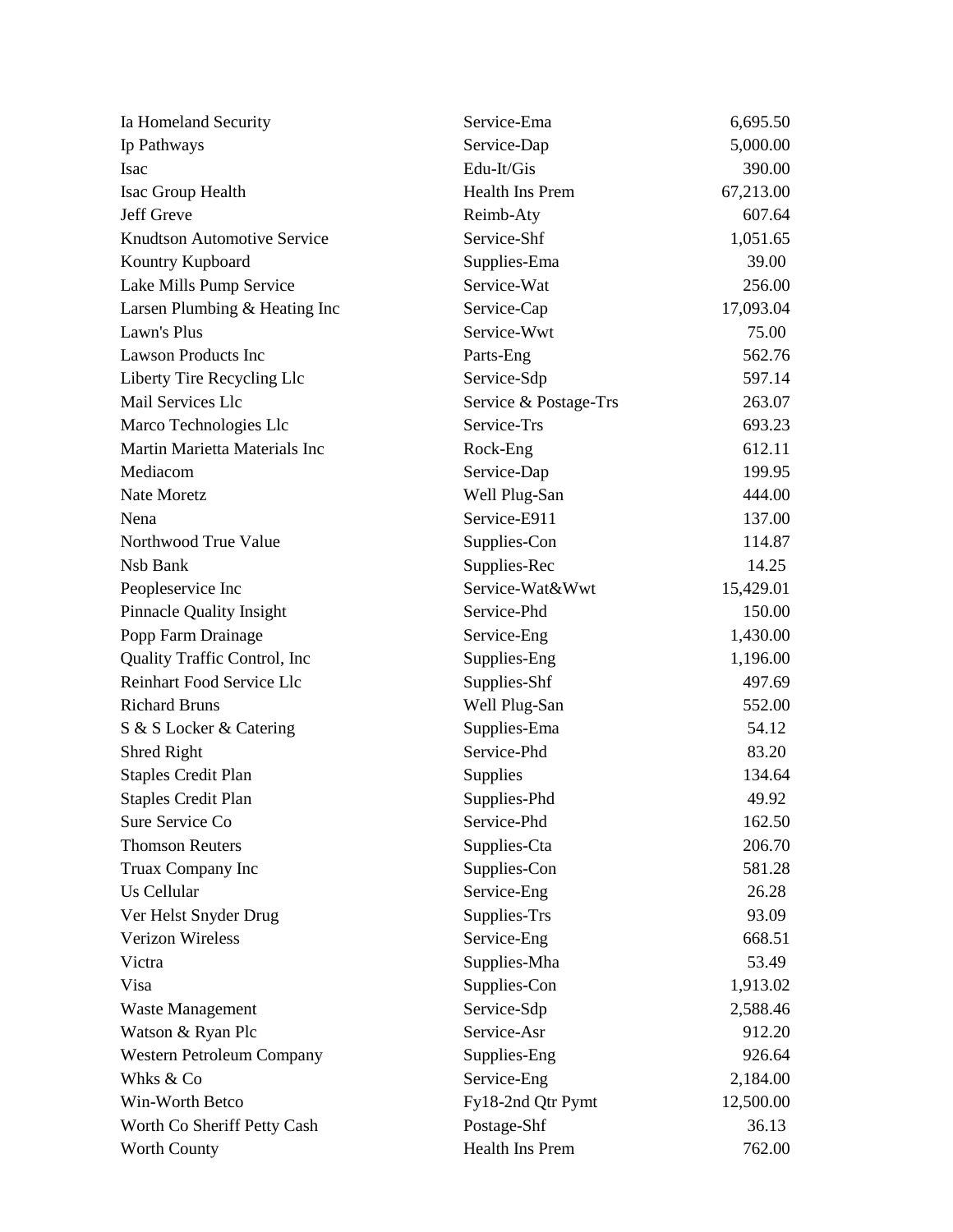| | | |
|---|---|---|
| Ia Homeland Security | Service-Ema | 6,695.50 |
| Ip Pathways | Service-Dap | 5,000.00 |
| Isac | Edu-It/Gis | 390.00 |
| Isac Group Health | Health Ins Prem | 67,213.00 |
| Jeff Greve | Reimb-Aty | 607.64 |
| Knudtson Automotive Service | Service-Shf | 1,051.65 |
| Kountry Kupboard | Supplies-Ema | 39.00 |
| Lake Mills Pump Service | Service-Wat | 256.00 |
| Larsen Plumbing & Heating Inc | Service-Cap | 17,093.04 |
| Lawn's Plus | Service-Wwt | 75.00 |
| Lawson Products Inc | Parts-Eng | 562.76 |
| Liberty Tire Recycling Llc | Service-Sdp | 597.14 |
| Mail Services Llc | Service & Postage-Trs | 263.07 |
| Marco Technologies Llc | Service-Trs | 693.23 |
| Martin Marietta Materials Inc | Rock-Eng | 612.11 |
| Mediacom | Service-Dap | 199.95 |
| Nate Moretz | Well Plug-San | 444.00 |
| Nena | Service-E911 | 137.00 |
| Northwood True Value | Supplies-Con | 114.87 |
| Nsb Bank | Supplies-Rec | 14.25 |
| Peopleservice Inc | Service-Wat&Wwt | 15,429.01 |
| Pinnacle Quality Insight | Service-Phd | 150.00 |
| Popp Farm Drainage | Service-Eng | 1,430.00 |
| Quality Traffic Control, Inc | Supplies-Eng | 1,196.00 |
| Reinhart Food Service Llc | Supplies-Shf | 497.69 |
| Richard Bruns | Well Plug-San | 552.00 |
| S & S Locker & Catering | Supplies-Ema | 54.12 |
| Shred Right | Service-Phd | 83.20 |
| Staples Credit Plan | Supplies | 134.64 |
| Staples Credit Plan | Supplies-Phd | 49.92 |
| Sure Service Co | Service-Phd | 162.50 |
| Thomson Reuters | Supplies-Cta | 206.70 |
| Truax Company Inc | Supplies-Con | 581.28 |
| Us Cellular | Service-Eng | 26.28 |
| Ver Helst Snyder Drug | Supplies-Trs | 93.09 |
| Verizon Wireless | Service-Eng | 668.51 |
| Victra | Supplies-Mha | 53.49 |
| Visa | Supplies-Con | 1,913.02 |
| Waste Management | Service-Sdp | 2,588.46 |
| Watson & Ryan Plc | Service-Asr | 912.20 |
| Western Petroleum Company | Supplies-Eng | 926.64 |
| Whks & Co | Service-Eng | 2,184.00 |
| Win-Worth Betco | Fy18-2nd Qtr Pymt | 12,500.00 |
| Worth Co Sheriff Petty Cash | Postage-Shf | 36.13 |
| Worth County | Health Ins Prem | 762.00 |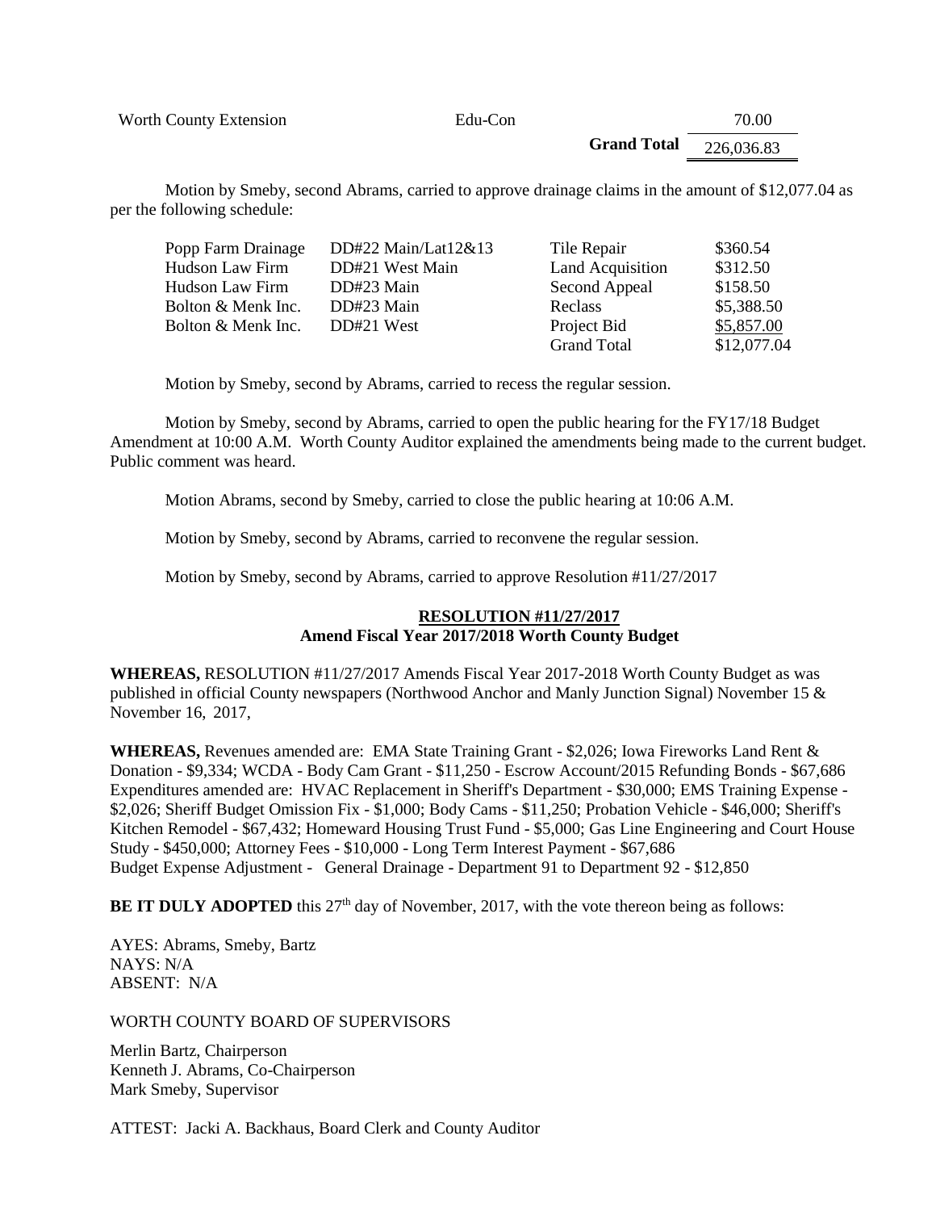| | | |
|---|---|---|
| Worth County Extension | Edu-Con | 70.00 |
| | **Grand Total** | 226,036.83 |

Motion by Smeby, second Abrams, carried to approve drainage claims in the amount of $12,077.04 as per the following schedule:

| | | | |
|---|---|---|---|
| Popp Farm Drainage | DD#22 Main/Lat12&13 | Tile Repair | $360.54 |
| Hudson Law Firm | DD#21 West Main | Land Acquisition | $312.50 |
| Hudson Law Firm | DD#23 Main | Second Appeal | $158.50 |
| Bolton & Menk Inc. | DD#23 Main | Reclass | $5,388.50 |
| Bolton & Menk Inc. | DD#21 West | Project Bid | $5,857.00 |
| | | Grand Total | $12,077.04 |

Motion by Smeby, second by Abrams, carried to recess the regular session.

Motion by Smeby, second by Abrams, carried to open the public hearing for the FY17/18 Budget Amendment at 10:00 A.M. Worth County Auditor explained the amendments being made to the current budget. Public comment was heard.

Motion Abrams, second by Smeby, carried to close the public hearing at 10:06 A.M.

Motion by Smeby, second by Abrams, carried to reconvene the regular session.

Motion by Smeby, second by Abrams, carried to approve Resolution #11/27/2017

**RESOLUTION #11/27/2017**
**Amend Fiscal Year 2017/2018 Worth County Budget**

**WHEREAS,** RESOLUTION #11/27/2017 Amends Fiscal Year 2017-2018 Worth County Budget as was published in official County newspapers (Northwood Anchor and Manly Junction Signal) November 15 & November 16, 2017,

**WHEREAS,** Revenues amended are: EMA State Training Grant - $2,026; Iowa Fireworks Land Rent & Donation - $9,334; WCDA - Body Cam Grant - $11,250 - Escrow Account/2015 Refunding Bonds - $67,686 Expenditures amended are: HVAC Replacement in Sheriff's Department - $30,000; EMS Training Expense - $2,026; Sheriff Budget Omission Fix - $1,000; Body Cams - $11,250; Probation Vehicle - $46,000; Sheriff's Kitchen Remodel - $67,432; Homeward Housing Trust Fund - $5,000; Gas Line Engineering and Court House Study - $450,000; Attorney Fees - $10,000 - Long Term Interest Payment - $67,686
Budget Expense Adjustment - General Drainage - Department 91 to Department 92 - $12,850

**BE IT DULY ADOPTED** this 27th day of November, 2017, with the vote thereon being as follows:

AYES: Abrams, Smeby, Bartz
NAYS: N/A
ABSENT: N/A

WORTH COUNTY BOARD OF SUPERVISORS

Merlin Bartz, Chairperson
Kenneth J. Abrams, Co-Chairperson
Mark Smeby, Supervisor

ATTEST: Jacki A. Backhaus, Board Clerk and County Auditor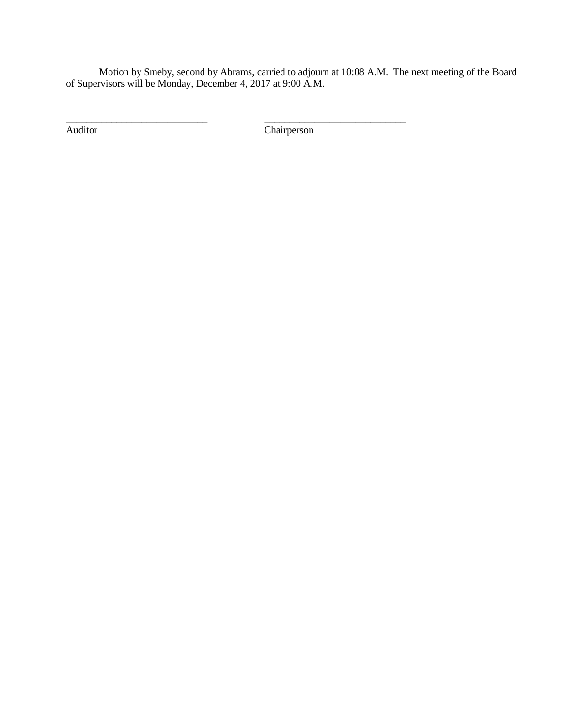Motion by Smeby, second by Abrams, carried to adjourn at 10:08 A.M. The next meeting of the Board of Supervisors will be Monday, December 4, 2017 at 9:00 A.M.

| | |
|---|---|
| _____________________________ | _____________________________ |
| Auditor | Chairperson |